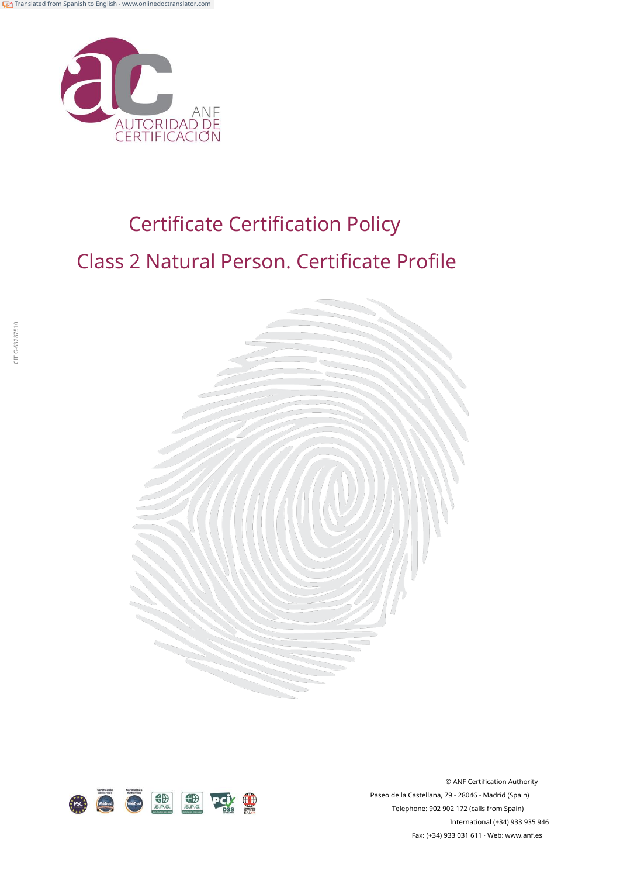ANF AUTORIDAD DE CERTIFICACIÓN

# Certificate Certification Policy

# Class 2 Natural Person. Certificate Profile

CIF G-63287510

© ANF Certification Authority

Paseo de la Castellana, 79 - 28046 - Madrid (Spain)

Telephone: 902 902 172 (calls from Spain)

International (+34) 933 935 946

Fax: (+34) 933 031 611 · Web: www.anf.es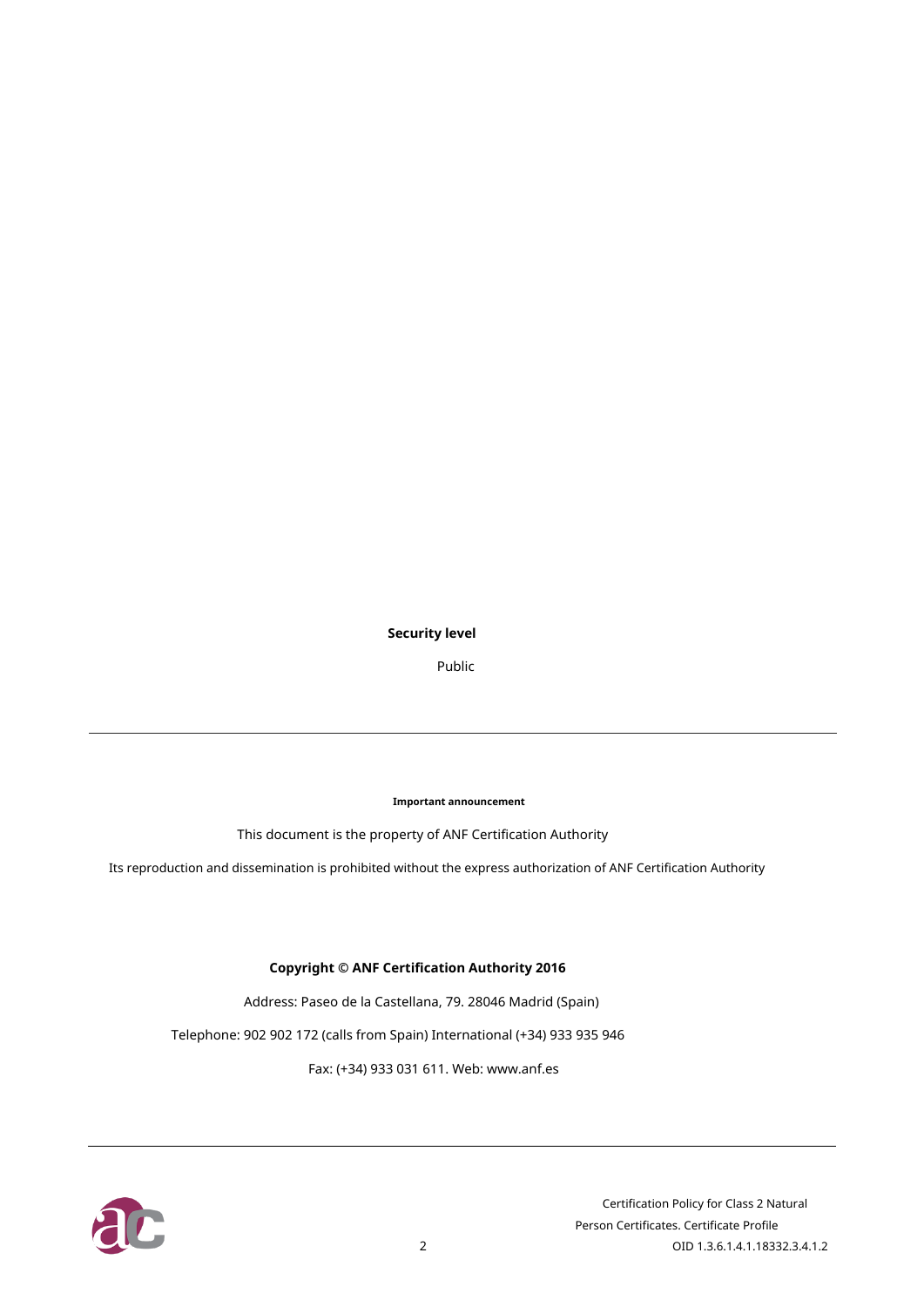**Security level**

Public

---

**Important announcement**

This document is the property of ANF Certification Authority

Its reproduction and dissemination is prohibited without the express authorization of ANF Certification Authority

**Copyright © ANF Certification Authority 2016**

Address: Paseo de la Castellana, 79. 28046 Madrid (Spain)

Telephone: 902 902 172 (calls from Spain) International (+34) 933 935 946

Fax: (+34) 933 031 611. Web: www.anf.es

---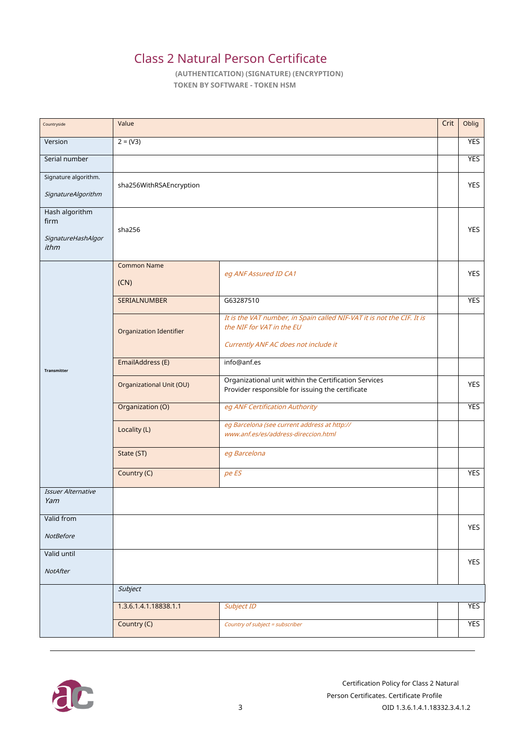## Class 2 Natural Person Certificate

**(AUTHENTICATION) (SIGNATURE) (ENCRYPTION)**

**TOKEN BY SOFTWARE - TOKEN HSM**

| Countryside | Value | | Crit | Oblig |
|---|---|---|---|---|
| Version | 2 = (V3) | | | YES |
| Serial number | | | | YES |
| Signature algorithm. *SignatureAlgorithm* | sha256WithRSAEncryption | | | YES |
| Hash algorithm firm *SignatureHashAlgorithm* | sha256 | | | YES |
| **Transmitter** | Common Name (CN) | *eg ANF Assured ID CA1* | | YES |
| | SERIALNUMBER | G63287510 | | YES |
| | Organization Identifier | *It is the VAT number, in Spain called NIF-VAT it is not the CIF. It is the NIF for VAT in the EU* *Currently ANF AC does not include it* | | |
| | EmailAddress (E) | info@anf.es | | |
| | Organizational Unit (OU) | Organizational unit within the Certification Services Provider responsible for issuing the certificate | | YES |
| | Organization (O) | *eg ANF Certification Authority* | | YES |
| | Locality (L) | *eg Barcelona (see current address at http:// www.anf.es/es/address-direccion.html* | | |
| | State (ST) | *eg Barcelona* | | |
| | Country (C) | *pe ES* | | YES |
| *Issuer Alternative Yam* | | | | |
| Valid from *NotBefore* | | | | YES |
| Valid until *NotAfter* | | | | YES |
| | *Subject* | | | |
| | 1.3.6.1.4.1.18838.1.1 | *Subject ID* | | YES |
| | Country (C) | *Country of subject = subscriber* | | YES |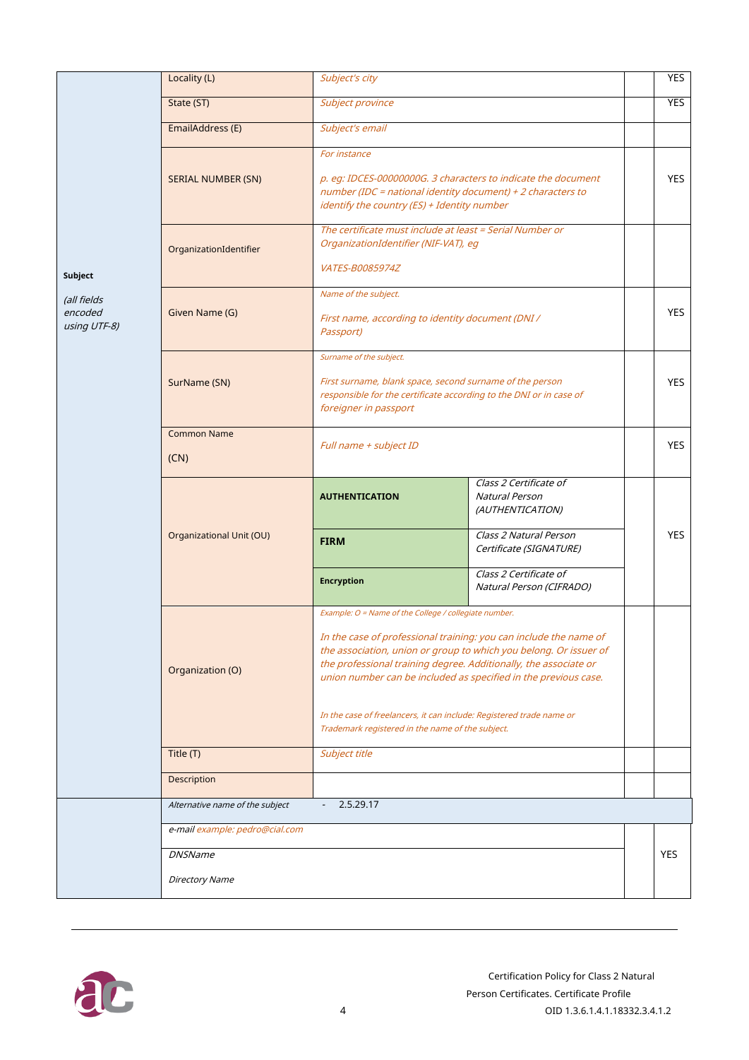| | | | | | |
|---|---|---|---|---|---|
| **Subject** *(all fields encoded using UTF-8)* | Locality (L) | *Subject's city* | | | YES |
| | State (ST) | *Subject province* | | | YES |
| | EmailAddress (E) | *Subject's email* | | | |
| | SERIAL NUMBER (SN) | *For instance* *p. eg: IDCES-00000000G. 3 characters to indicate the document number (IDC = national identity document) + 2 characters to identify the country (ES) + Identity number* | | | YES |
| | OrganizationIdentifier | *The certificate must include at least = Serial Number or OrganizationIdentifier (NIF-VAT), eg* *VATES-B0085974Z* | | | |
| | Given Name (G) | *Name of the subject.* *First name, according to identity document (DNI / Passport)* | | | YES |
| | SurName (SN) | *Surname of the subject.* *First surname, blank space, second surname of the person responsible for the certificate according to the DNI or in case of foreigner in passport* | | | YES |
| | Common Name (CN) | *Full name + subject ID* | | | YES |
| | Organizational Unit (OU) | **AUTHENTICATION** | *Class 2 Certificate of Natural Person (AUTHENTICATION)* | | YES |
| | | **FIRM** | *Class 2 Natural Person Certificate (SIGNATURE)* | | |
| | | **Encryption** | *Class 2 Certificate of Natural Person (CIFRADO)* | | |
| | Organization (O) | *Example: O = Name of the College / collegiate number.* *In the case of professional training: you can include the name of the association, union or group to which you belong. Or issuer of the professional training degree. Additionally, the associate or union number can be included as specified in the previous case.* *In the case of freelancers, it can include: Registered trade name or Trademark registered in the name of the subject.* | | | |
| | Title (T) | *Subject title* | | | |
| | Description | | | | |
| | *Alternative name of the subject* | - 2.5.29.17 | | | |
| | *e-mail example: pedro@cial.com* *DNSName* *Directory Name* | | | | YES |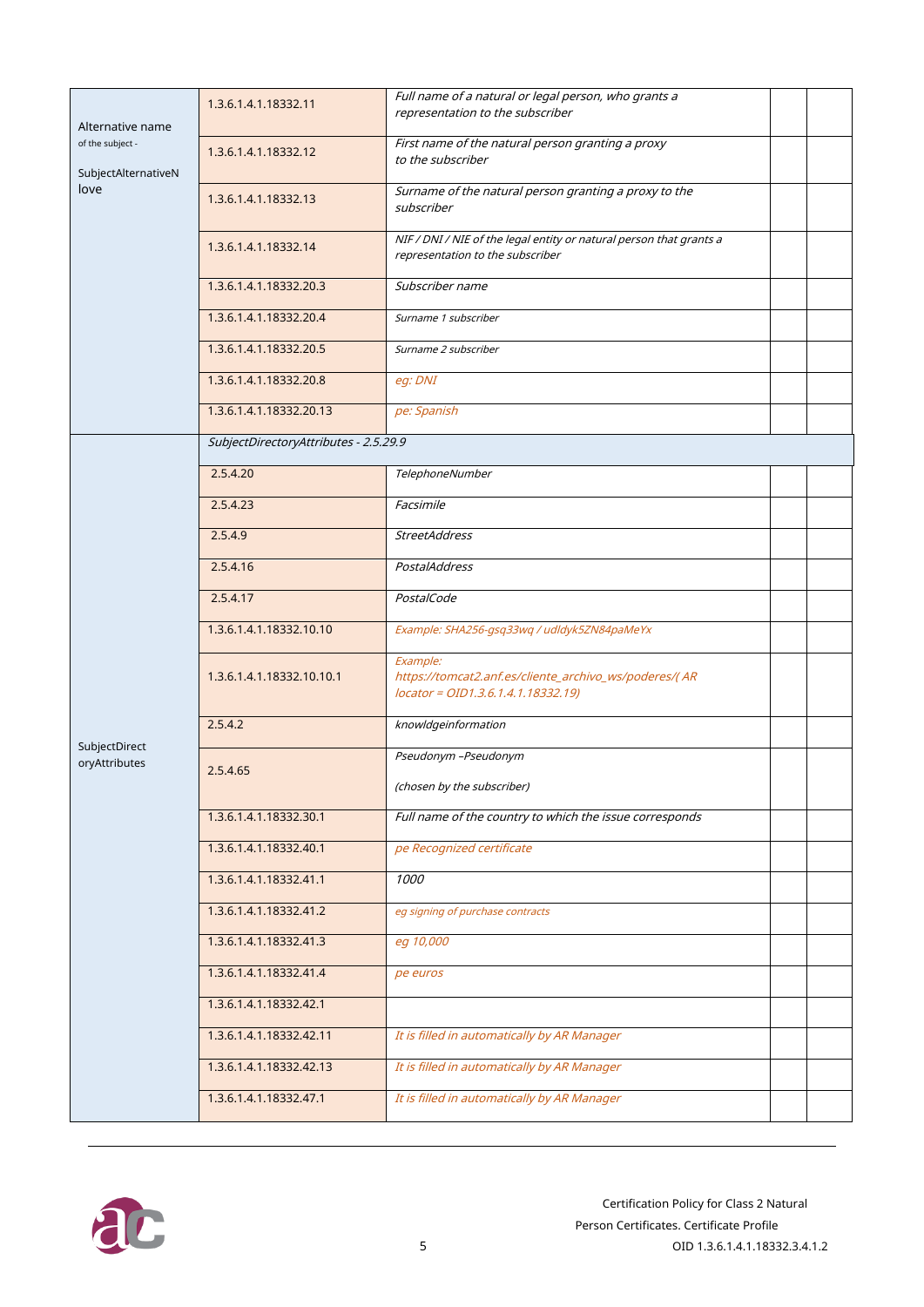| | | | | |
|---|---|---|---|---|
| Alternative name of the subject - SubjectAlternativeName love | 1.3.6.1.4.1.18332.11 | *Full name of a natural or legal person, who grants a representation to the subscriber* | | |
| | 1.3.6.1.4.1.18332.12 | *First name of the natural person granting a proxy to the subscriber* | | |
| | 1.3.6.1.4.1.18332.13 | *Surname of the natural person granting a proxy to the subscriber* | | |
| | 1.3.6.1.4.1.18332.14 | *NIF / DNI / NIE of the legal entity or natural person that grants a representation to the subscriber* | | |
| | 1.3.6.1.4.1.18332.20.3 | *Subscriber name* | | |
| | 1.3.6.1.4.1.18332.20.4 | *Surname 1 subscriber* | | |
| | 1.3.6.1.4.1.18332.20.5 | *Surname 2 subscriber* | | |
| | 1.3.6.1.4.1.18332.20.8 | *eg: DNI* | | |
| | 1.3.6.1.4.1.18332.20.13 | *pe: Spanish* | | |
| SubjectDirectoryAttributes | *SubjectDirectoryAttributes - 2.5.29.9* | | | |
| | 2.5.4.20 | *TelephoneNumber* | | |
| | 2.5.4.23 | *Facsimile* | | |
| | 2.5.4.9 | *StreetAddress* | | |
| | 2.5.4.16 | *PostalAddress* | | |
| | 2.5.4.17 | *PostalCode* | | |
| | 1.3.6.1.4.1.18332.10.10 | *Example: SHA256-gsq33wq / udldyk5ZN84paMeYx* | | |
| | 1.3.6.1.4.1.18332.10.10.1 | *Example: https://tomcat2.anf.es/cliente_archivo_ws/poderes/( AR locator = OID1.3.6.1.4.1.18332.19)* | | |
| | 2.5.4.2 | *knowldgeinformation* | | |
| | 2.5.4.65 | *Pseudonym –Pseudonym (chosen by the subscriber)* | | |
| | 1.3.6.1.4.1.18332.30.1 | *Full name of the country to which the issue corresponds* | | |
| | 1.3.6.1.4.1.18332.40.1 | *pe Recognized certificate* | | |
| | 1.3.6.1.4.1.18332.41.1 | *1000* | | |
| | 1.3.6.1.4.1.18332.41.2 | *eg signing of purchase contracts* | | |
| | 1.3.6.1.4.1.18332.41.3 | *eg 10,000* | | |
| | 1.3.6.1.4.1.18332.41.4 | *pe euros* | | |
| | 1.3.6.1.4.1.18332.42.1 | | | |
| | 1.3.6.1.4.1.18332.42.11 | *It is filled in automatically by AR Manager* | | |
| | 1.3.6.1.4.1.18332.42.13 | *It is filled in automatically by AR Manager* | | |
| | 1.3.6.1.4.1.18332.47.1 | *It is filled in automatically by AR Manager* | | |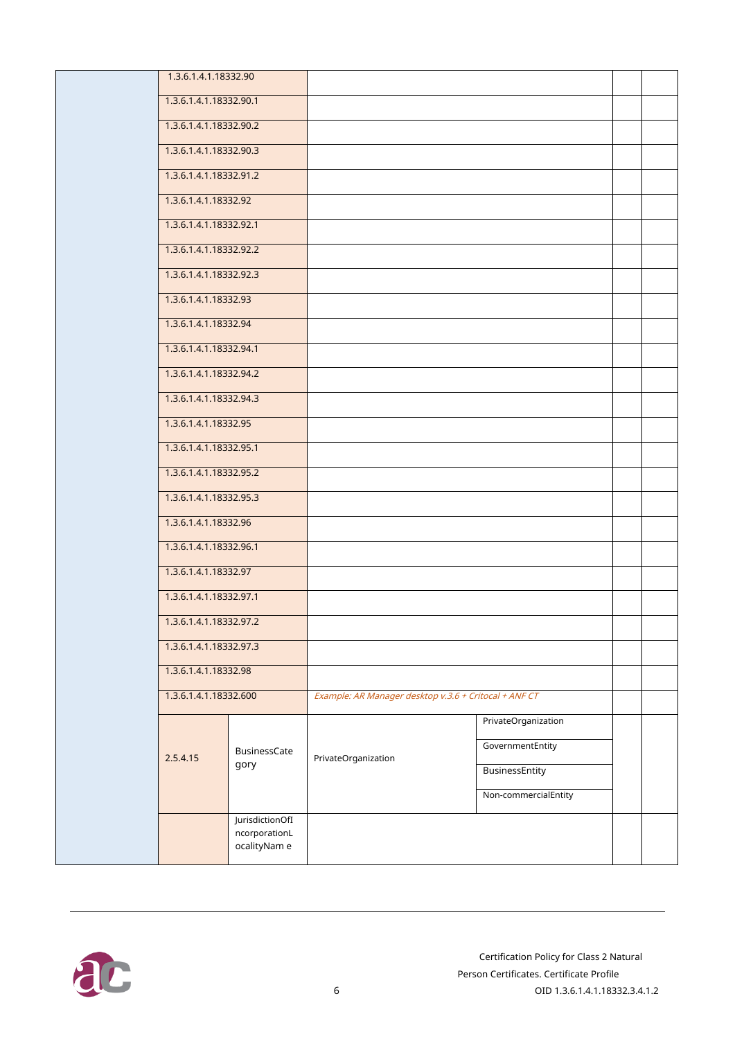| | | | | | |
|---|---|---|---|---|---|
| | 1.3.6.1.4.1.18332.90 | | | | |
| | 1.3.6.1.4.1.18332.90.1 | | | | |
| | 1.3.6.1.4.1.18332.90.2 | | | | |
| | 1.3.6.1.4.1.18332.90.3 | | | | |
| | 1.3.6.1.4.1.18332.91.2 | | | | |
| | 1.3.6.1.4.1.18332.92 | | | | |
| | 1.3.6.1.4.1.18332.92.1 | | | | |
| | 1.3.6.1.4.1.18332.92.2 | | | | |
| | 1.3.6.1.4.1.18332.92.3 | | | | |
| | 1.3.6.1.4.1.18332.93 | | | | |
| | 1.3.6.1.4.1.18332.94 | | | | |
| | 1.3.6.1.4.1.18332.94.1 | | | | |
| | 1.3.6.1.4.1.18332.94.2 | | | | |
| | 1.3.6.1.4.1.18332.94.3 | | | | |
| | 1.3.6.1.4.1.18332.95 | | | | |
| | 1.3.6.1.4.1.18332.95.1 | | | | |
| | 1.3.6.1.4.1.18332.95.2 | | | | |
| | 1.3.6.1.4.1.18332.95.3 | | | | |
| | 1.3.6.1.4.1.18332.96 | | | | |
| | 1.3.6.1.4.1.18332.96.1 | | | | |
| | 1.3.6.1.4.1.18332.97 | | | | |
| | 1.3.6.1.4.1.18332.97.1 | | | | |
| | 1.3.6.1.4.1.18332.97.2 | | | | |
| | 1.3.6.1.4.1.18332.97.3 | | | | |
| | 1.3.6.1.4.1.18332.98 | | | | |
| | 1.3.6.1.4.1.18332.600 | | *Example: AR Manager desktop v.3.6 + Critocal + ANF CT* | | |
| | 2.5.4.15 | BusinessCategory | PrivateOrganization | PrivateOrganization<br>GovernmentEntity<br>BusinessEntity<br>Non-commercialEntity | |
| | | JurisdictionOfIncorporationLocalityName e | | | |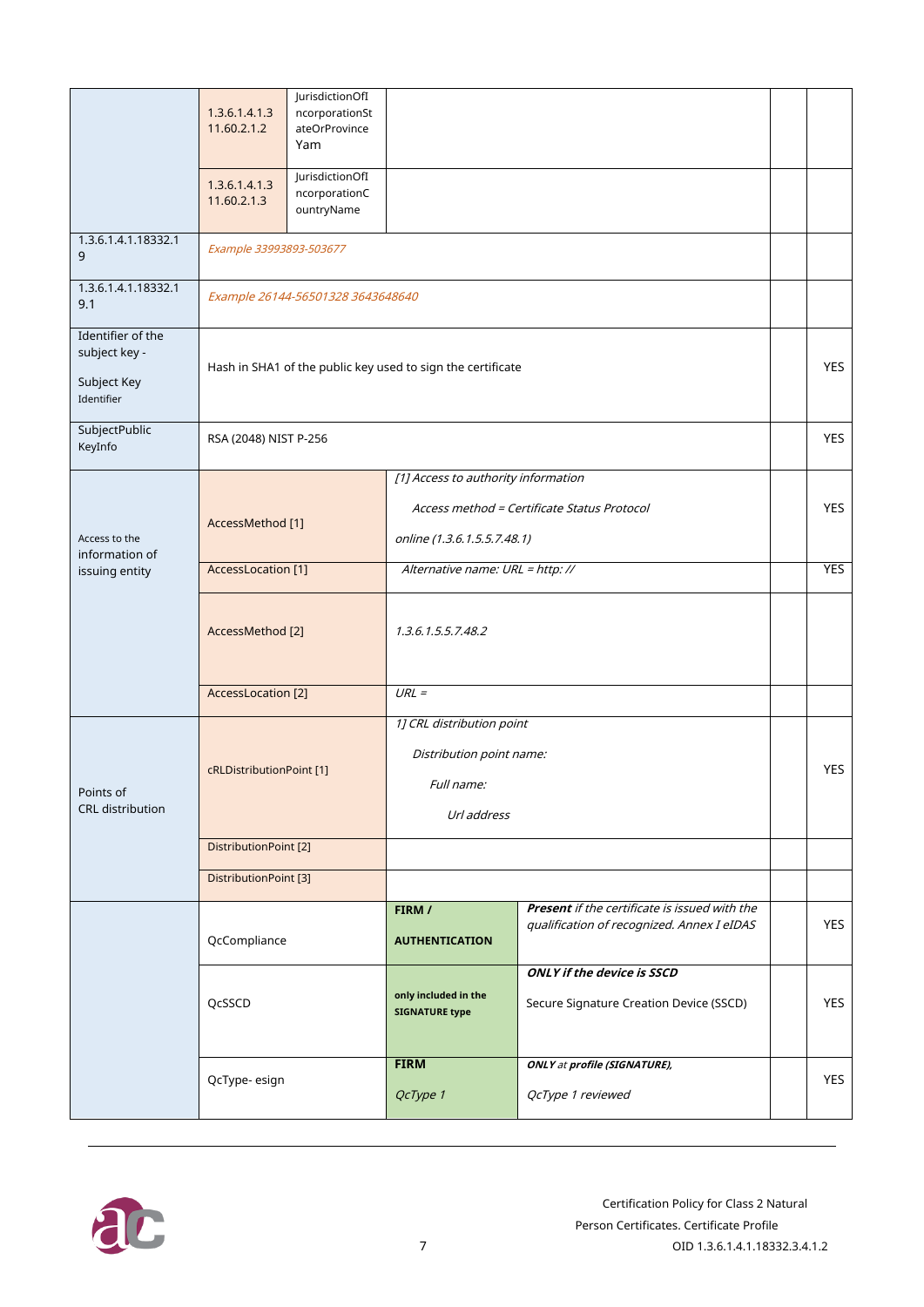| | | | | | |
|---|---|---|---|---|---|
| | 1.3.6.1.4.1.311.60.2.1.2 | JurisdictionOfIncorporationStateOrProvince Yam | | | |
| | 1.3.6.1.4.1.311.60.2.1.3 | JurisdictionOfIncorporationCountryName | | | |
| 1.3.6.1.4.1.18332.19 | *Example 33993893-503677* | | | | |
| 1.3.6.1.4.1.18332.19.1 | *Example 26144-56501328 3643648640* | | | | |
| Identifier of the subject key - Subject Key Identifier | Hash in SHA1 of the public key used to sign the certificate | | | | YES |
| SubjectPublicKeyInfo | RSA (2048) NIST P-256 | | | | YES |
| Access to the information of issuing entity | AccessMethod [1] | *[1] Access to authority information* *Access method = Certificate Status Protocol* *online (1.3.6.1.5.5.7.48.1)* | | | YES |
| | AccessLocation [1] | *Alternative name: URL = http: //* | | | YES |
| | AccessMethod [2] | *1.3.6.1.5.5.7.48.2* | | | |
| | AccessLocation [2] | *URL =* | | | |
| Points of CRL distribution | cRLDistributionPoint [1] | *1] CRL distribution point* *Distribution point name:* *Full name:* *Url address* | | | YES |
| | DistributionPoint [2] | | | | |
| | DistributionPoint [3] | | | | |
| | QcCompliance | **FIRM / AUTHENTICATION** | ***Present*** *if the certificate is issued with the qualification of recognized. Annex I eIDAS* | | YES |
| | QcSSCD | **only included in the SIGNATURE type** | ***ONLY if the device is SSCD*** Secure Signature Creation Device (SSCD) | | YES |
| | QcType- esign | **FIRM** *QcType 1* | ***ONLY** at **profile (SIGNATURE),*** *QcType 1 reviewed* | | YES |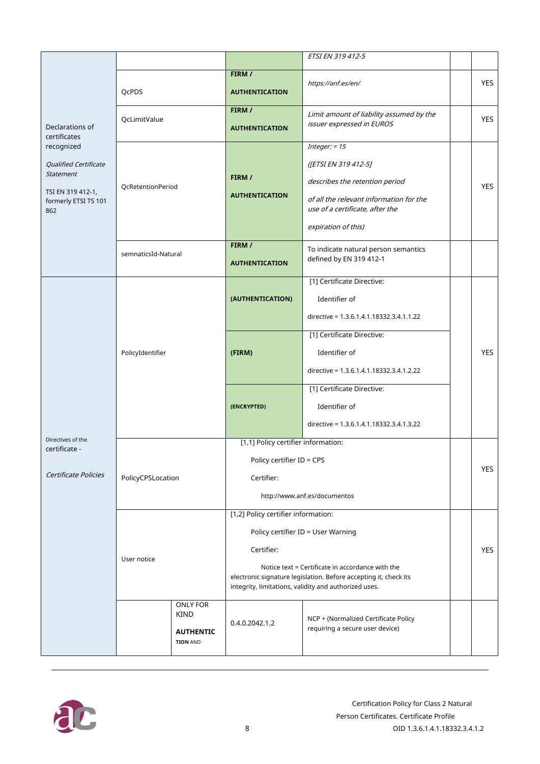| | | | | | |
|---|---|---|---|---|---|
| Declarations of certificates recognized<br><br>*Qualified Certificate Statement*<br><br>TSI EN 319 412-1, formerly ETSI TS 101 862 | | | *ETSI EN 319 412-5* | | |
| | QcPDS | **FIRM / AUTHENTICATION** | *https://anf.es/en/* | | YES |
| | QcLimitValue | **FIRM / AUTHENTICATION** | *Limit amount of liability assumed by the issuer expressed in EUROS* | | YES |
| | QcRetentionPeriod | **FIRM / AUTHENTICATION** | *Integer: = 15*<br><br>*([ETSI EN 319 412-5]*<br><br>*describes the retention period*<br><br>*of all the relevant information for the use of a certificate, after the*<br><br>*expiration of this)* | | YES |
| | semnaticsId-Natural | **FIRM / AUTHENTICATION** | To indicate natural person semantics defined by EN 319 412-1 | | |
| Directives of the certificate -<br><br>*Certificate Policies* | PolicyIdentifier | **(AUTHENTICATION)** | [1] Certificate Directive:<br><br>Identifier of<br><br>directive = 1.3.6.1.4.1.18332.3.4.1.1.22 | | YES |
| | | **(FIRM)** | [1] Certificate Directive:<br><br>Identifier of<br><br>directive = 1.3.6.1.4.1.18332.3.4.1.2.22 | | |
| | | **(ENCRYPTED)** | [1] Certificate Directive:<br><br>Identifier of<br><br>directive = 1.3.6.1.4.1.18332.3.4.1.3.22 | | |
| | PolicyCPSLocation | [1,1] Policy certifier information:<br><br>Policy certifier ID = CPS<br><br>Certifier:<br><br>http://www.anf.es/documentos | | | YES |
| | User notice | [1,2] Policy certifier information:<br><br>Policy certifier ID = User Warning<br><br>Certifier:<br><br>Notice text = Certificate in accordance with the electronic signature legislation. Before accepting it, check its integrity, limitations, validity and authorized uses. | | | YES |
| | ONLY FOR KIND **AUTHENTICATION** AND | 0.4.0.2042.1.2 | NCP + (Normalized Certificate Policy requiring a secure user device) | | |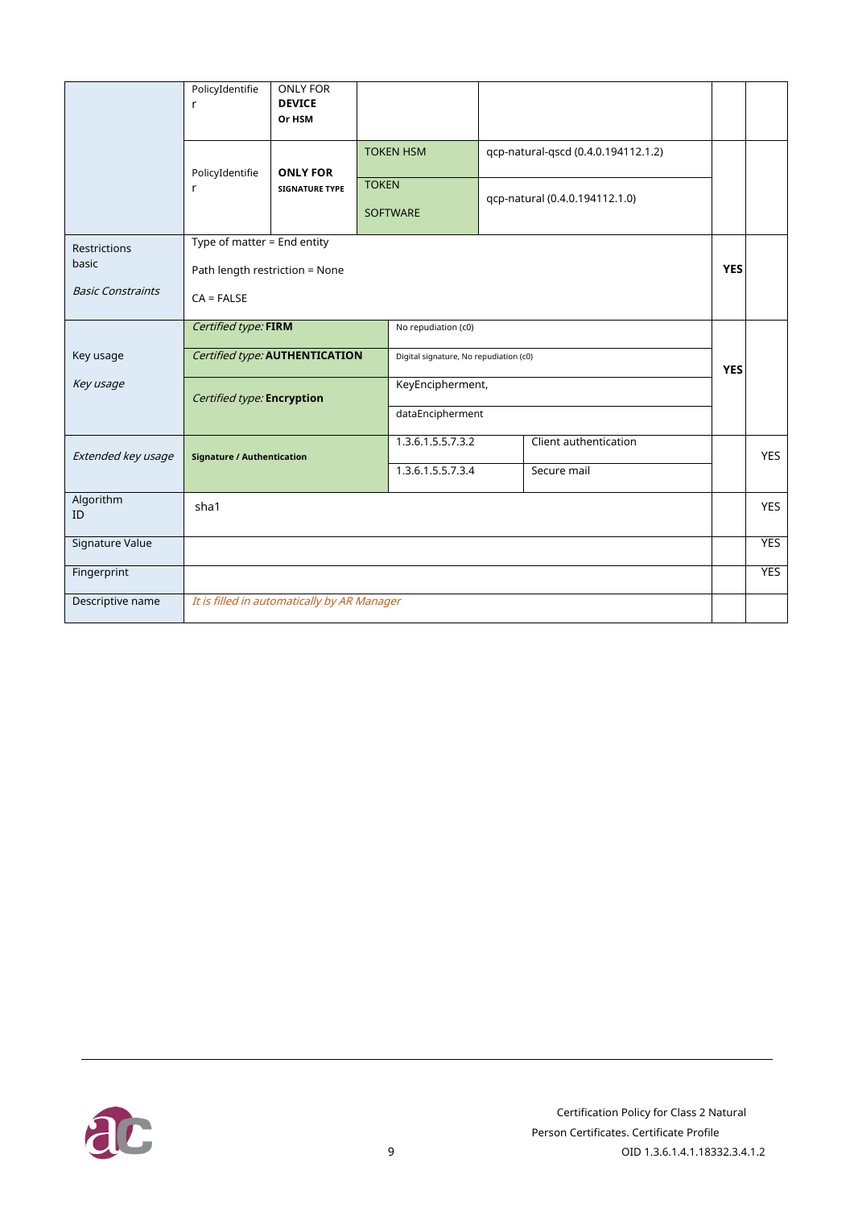| | | | | | | |
|---|---|---|---|---|---|---|
| | PolicyIdentifier | ONLY FOR **DEVICE** **Or HSM** | | | | |
| | PolicyIdentifier | **ONLY FOR** **SIGNATURE TYPE** | TOKEN HSM | qcp-natural-qscd (0.4.0.194112.1.2) | | |
| | | | TOKEN SOFTWARE | qcp-natural (0.4.0.194112.1.0) | | |
| Restrictions basic *Basic Constraints* | Type of matter = End entity<br>Path length restriction = None<br>CA = FALSE | | | | **YES** | |
| Key usage *Key usage* | *Certified type:* **FIRM** | | No repudiation (c0) | | **YES** | |
| | *Certified type:* **AUTHENTICATION** | | Digital signature, No repudiation (c0) | | | |
| | *Certified type:* **Encryption** | | KeyEncipherment, | | | |
| | | | dataEncipherment | | | |
| *Extended key usage* | **Signature / Authentication** | | 1.3.6.1.5.5.7.3.2 | Client authentication | | YES |
| | | | 1.3.6.1.5.5.7.3.4 | Secure mail | | |
| Algorithm ID | sha1 | | | | | YES |
| Signature Value | | | | | | YES |
| Fingerprint | | | | | | YES |
| Descriptive name | *It is filled in automatically by AR Manager* | | | | | |